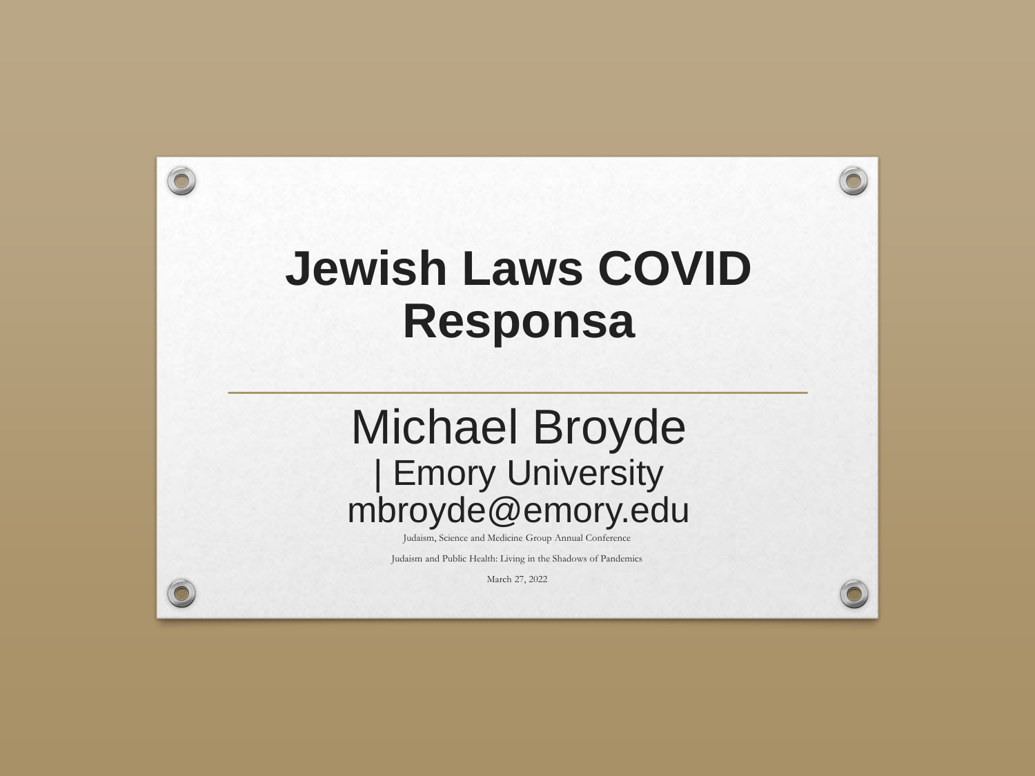# Jewish Laws COVID Responsa

Michael Broyde
| Emory University
mbroyde@emory.edu

Judaism, Science and Medicine Group Annual Conference

Judaism and Public Health: Living in the Shadows of Pandemics

March 27, 2022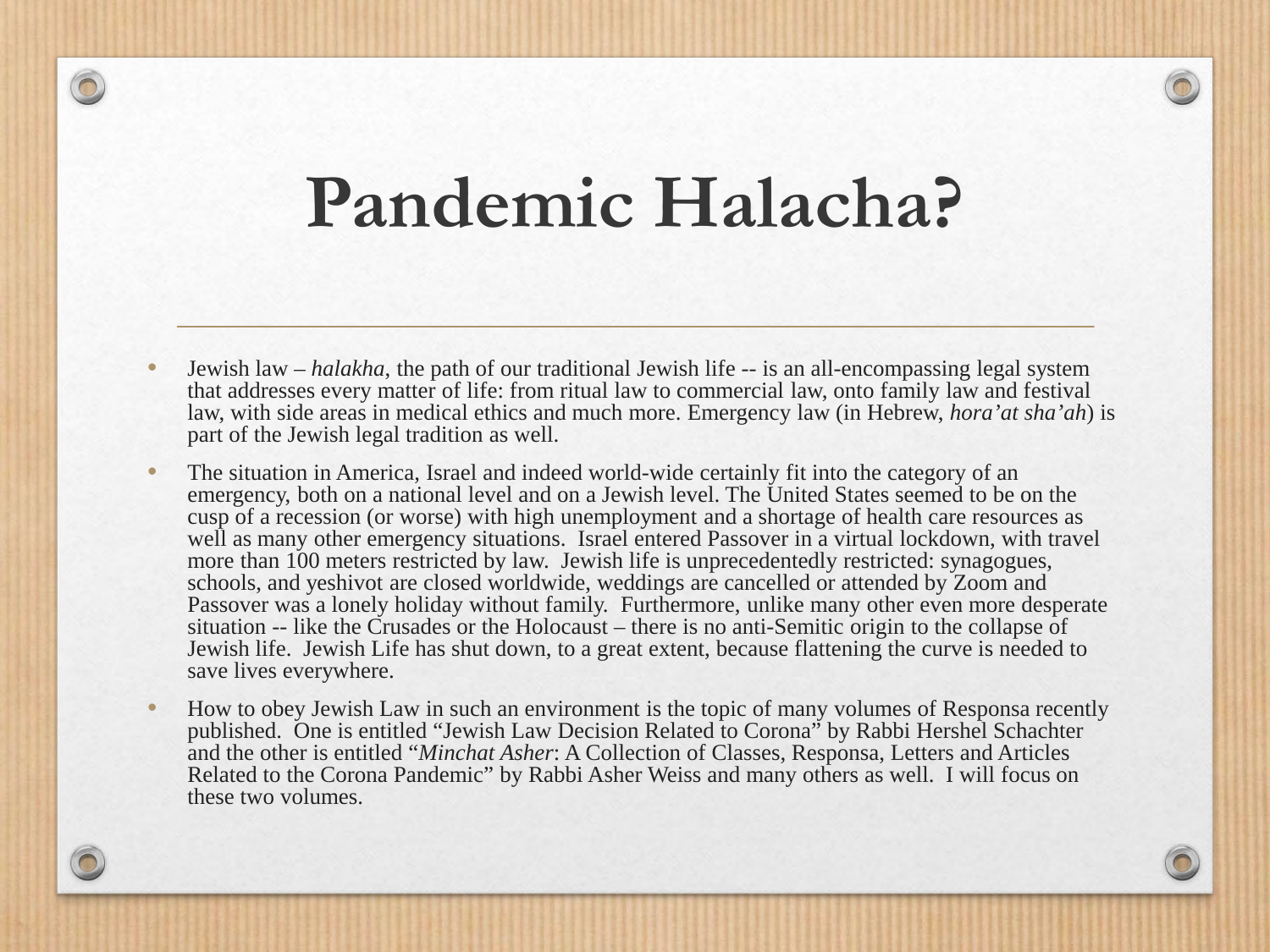# Pandemic Halacha?

- Jewish law – *halakha*, the path of our traditional Jewish life -- is an all-encompassing legal system that addresses every matter of life: from ritual law to commercial law, onto family law and festival law, with side areas in medical ethics and much more. Emergency law (in Hebrew, *hora'at sha'ah*) is part of the Jewish legal tradition as well.
- The situation in America, Israel and indeed world-wide certainly fit into the category of an emergency, both on a national level and on a Jewish level. The United States seemed to be on the cusp of a recession (or worse) with high unemployment and a shortage of health care resources as well as many other emergency situations. Israel entered Passover in a virtual lockdown, with travel more than 100 meters restricted by law. Jewish life is unprecedentedly restricted: synagogues, schools, and yeshivot are closed worldwide, weddings are cancelled or attended by Zoom and Passover was a lonely holiday without family. Furthermore, unlike many other even more desperate situation -- like the Crusades or the Holocaust – there is no anti-Semitic origin to the collapse of Jewish life. Jewish Life has shut down, to a great extent, because flattening the curve is needed to save lives everywhere.
- How to obey Jewish Law in such an environment is the topic of many volumes of Responsa recently published. One is entitled "Jewish Law Decision Related to Corona" by Rabbi Hershel Schachter and the other is entitled "*Minchat Asher*: A Collection of Classes, Responsa, Letters and Articles Related to the Corona Pandemic" by Rabbi Asher Weiss and many others as well. I will focus on these two volumes.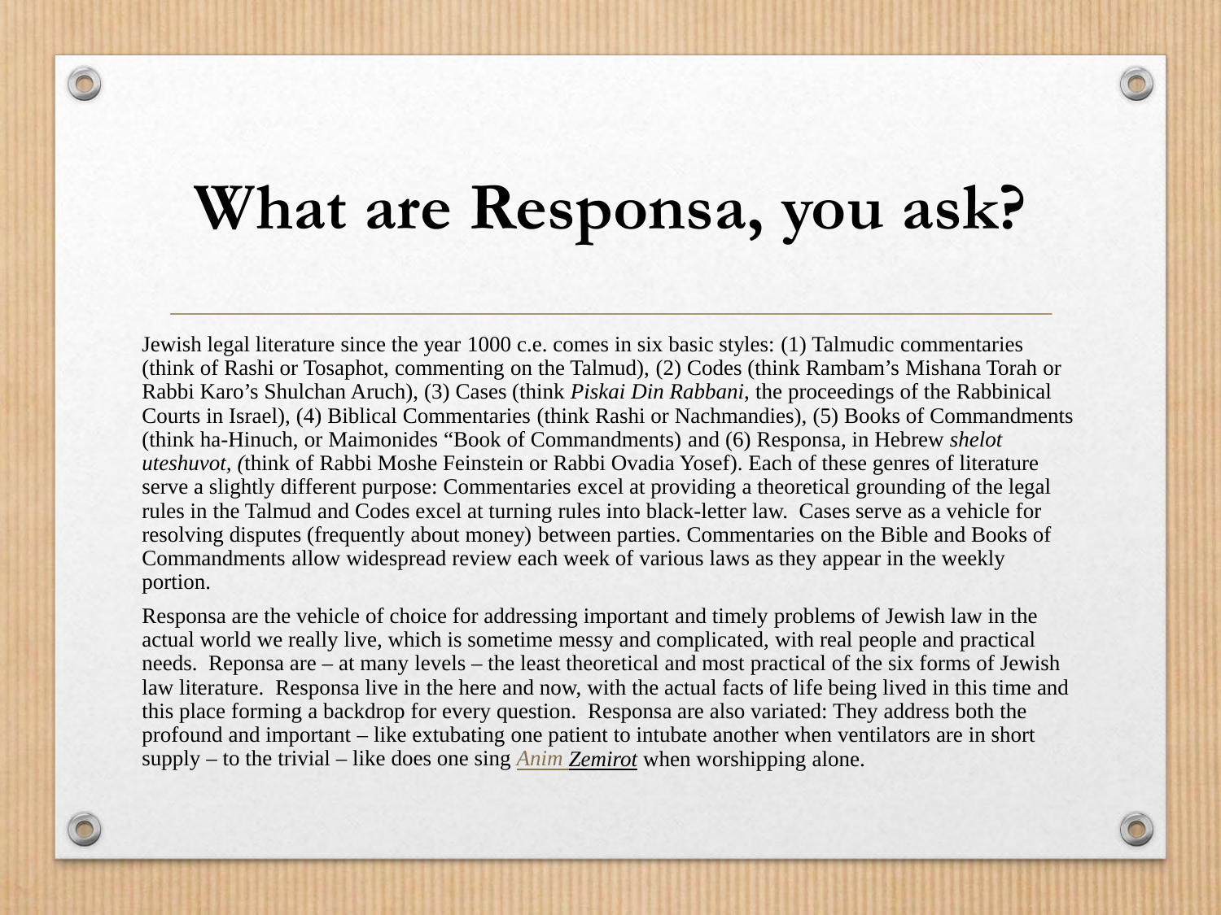# What are Responsa, you ask?

Jewish legal literature since the year 1000 c.e. comes in six basic styles: (1) Talmudic commentaries (think of Rashi or Tosaphot, commenting on the Talmud), (2) Codes (think Rambam's Mishana Torah or Rabbi Karo's Shulchan Aruch), (3) Cases (think *Piskai Din Rabbani*, the proceedings of the Rabbinical Courts in Israel), (4) Biblical Commentaries (think Rashi or Nachmandies), (5) Books of Commandments (think ha-Hinuch, or Maimonides "Book of Commandments) and (6) Responsa, in Hebrew *shelot uteshuvot, (*think of Rabbi Moshe Feinstein or Rabbi Ovadia Yosef). Each of these genres of literature serve a slightly different purpose: Commentaries excel at providing a theoretical grounding of the legal rules in the Talmud and Codes excel at turning rules into black-letter law. Cases serve as a vehicle for resolving disputes (frequently about money) between parties. Commentaries on the Bible and Books of Commandments allow widespread review each week of various laws as they appear in the weekly portion.

Responsa are the vehicle of choice for addressing important and timely problems of Jewish law in the actual world we really live, which is sometime messy and complicated, with real people and practical needs. Reponsa are – at many levels – the least theoretical and most practical of the six forms of Jewish law literature. Responsa live in the here and now, with the actual facts of life being lived in this time and this place forming a backdrop for every question. Responsa are also variated: They address both the profound and important – like extubating one patient to intubate another when ventilators are in short supply – to the trivial – like does one sing *Anim Zemirot* when worshipping alone.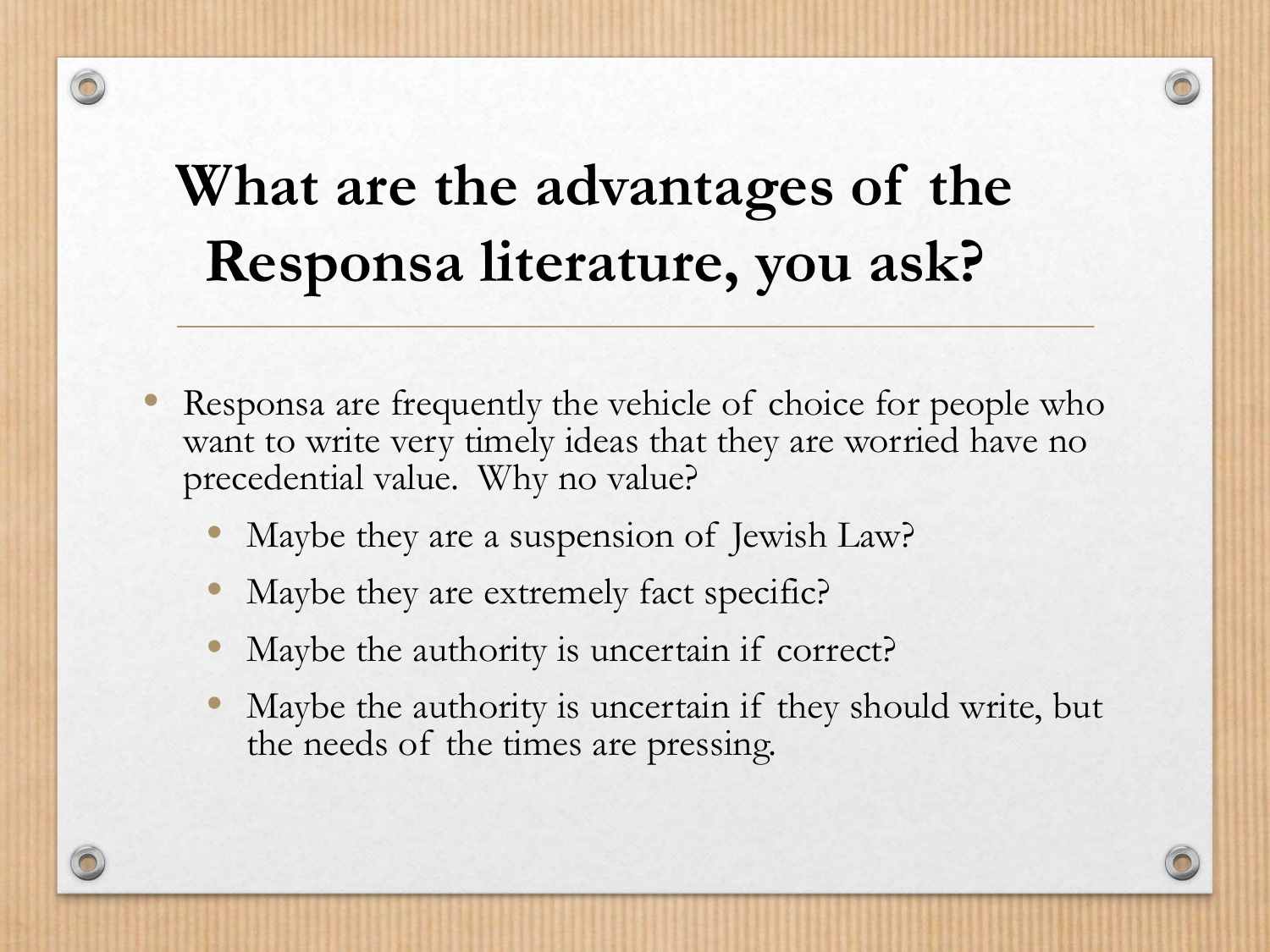# What are the advantages of the Responsa literature, you ask?

- Responsa are frequently the vehicle of choice for people who want to write very timely ideas that they are worried have no precedential value. Why no value?
  - Maybe they are a suspension of Jewish Law?
  - Maybe they are extremely fact specific?
  - Maybe the authority is uncertain if correct?
  - Maybe the authority is uncertain if they should write, but the needs of the times are pressing.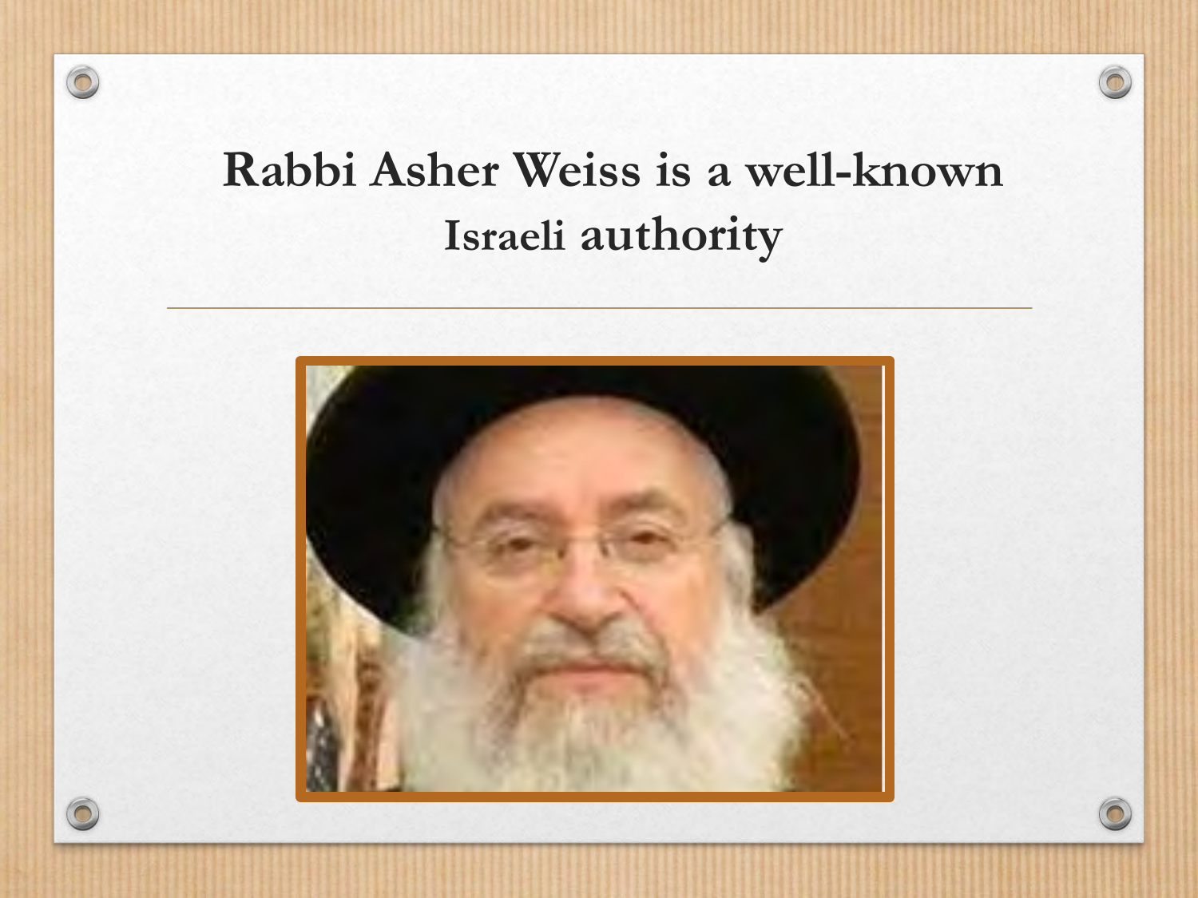# Rabbi Asher Weiss is a well-known Israeli authority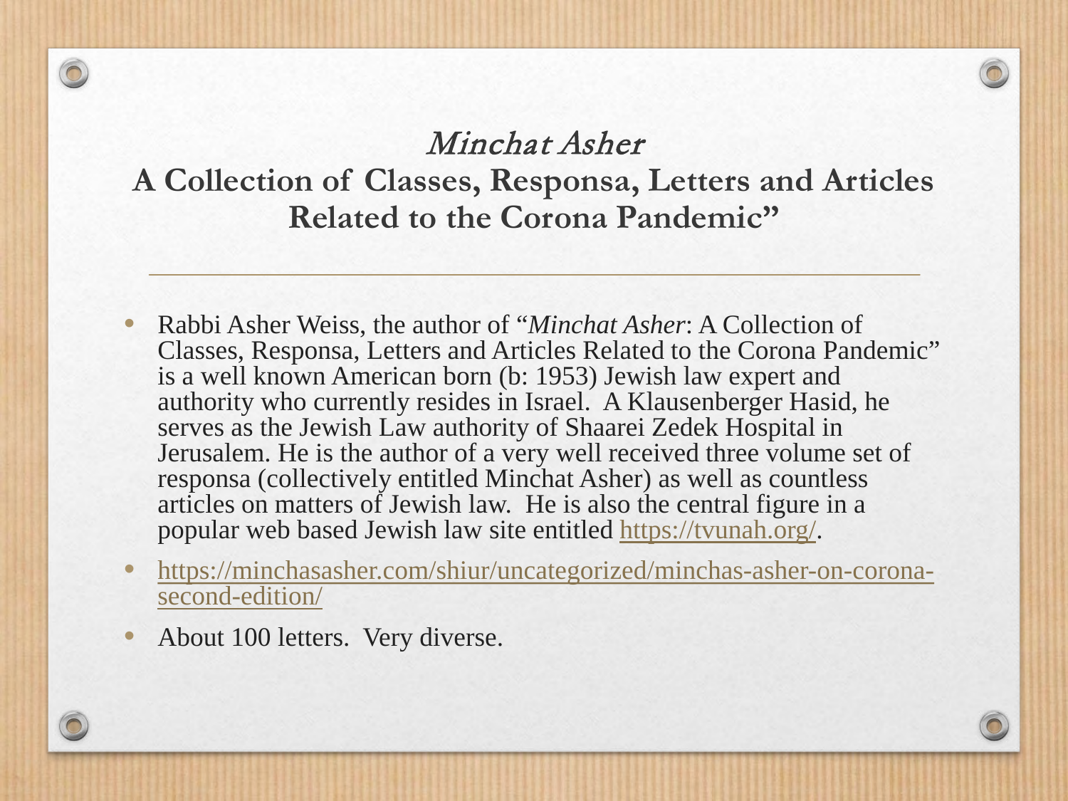# *Minchat Asher*

## A Collection of Classes, Responsa, Letters and Articles Related to the Corona Pandemic"

- Rabbi Asher Weiss, the author of "*Minchat Asher*: A Collection of Classes, Responsa, Letters and Articles Related to the Corona Pandemic" is a well known American born (b: 1953) Jewish law expert and authority who currently resides in Israel. A Klausenberger Hasid, he serves as the Jewish Law authority of Shaarei Zedek Hospital in Jerusalem. He is the author of a very well received three volume set of responsa (collectively entitled Minchat Asher) as well as countless articles on matters of Jewish law. He is also the central figure in a popular web based Jewish law site entitled https://tvunah.org/.
- https://minchasasher.com/shiur/uncategorized/minchas-asher-on-corona-second-edition/
- About 100 letters. Very diverse.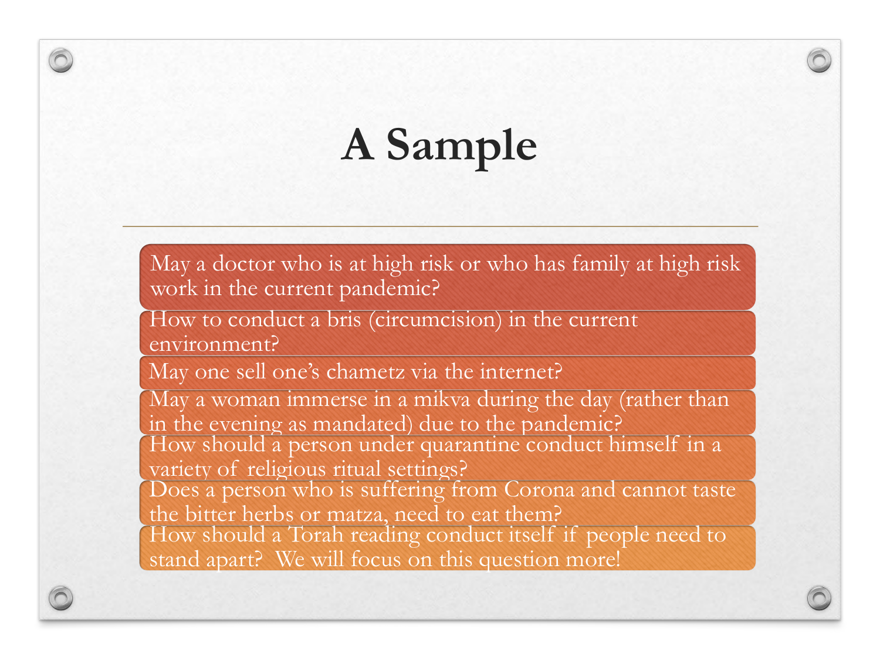# A Sample

- May a doctor who is at high risk or who has family at high risk work in the current pandemic?
- How to conduct a bris (circumcision) in the current environment?
- May one sell one's chametz via the internet?
- May a woman immerse in a mikva during the day (rather than in the evening as mandated) due to the pandemic?
- How should a person under quarantine conduct himself in a variety of religious ritual settings?
- Does a person who is suffering from Corona and cannot taste the bitter herbs or matza, need to eat them?
- How should a Torah reading conduct itself if people need to stand apart? We will focus on this question more!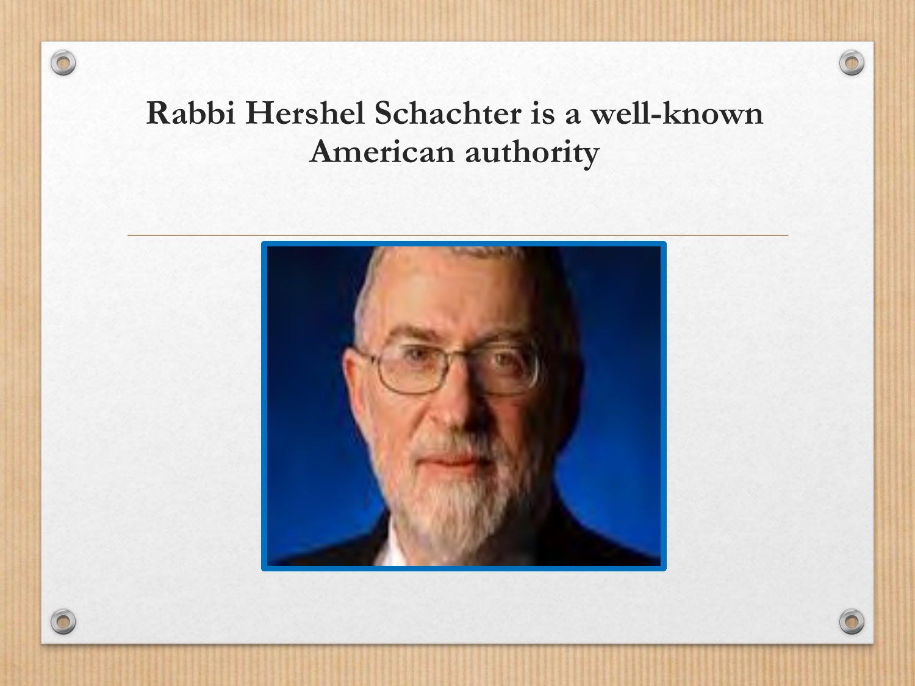# Rabbi Hershel Schachter is a well-known American authority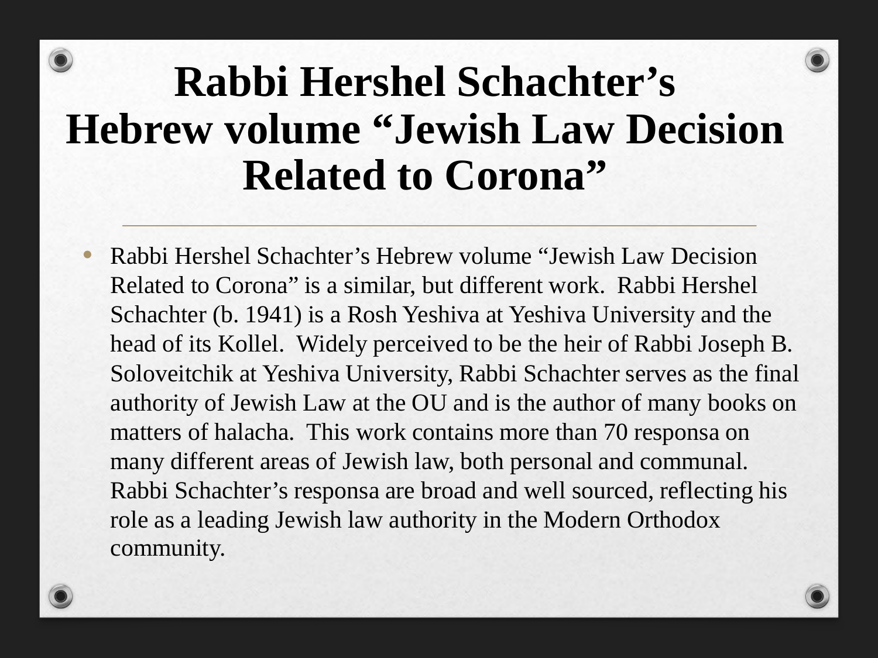# Rabbi Hershel Schachter's Hebrew volume "Jewish Law Decision Related to Corona"

- Rabbi Hershel Schachter's Hebrew volume "Jewish Law Decision Related to Corona" is a similar, but different work. Rabbi Hershel Schachter (b. 1941) is a Rosh Yeshiva at Yeshiva University and the head of its Kollel. Widely perceived to be the heir of Rabbi Joseph B. Soloveitchik at Yeshiva University, Rabbi Schachter serves as the final authority of Jewish Law at the OU and is the author of many books on matters of halacha. This work contains more than 70 responsa on many different areas of Jewish law, both personal and communal. Rabbi Schachter's responsa are broad and well sourced, reflecting his role as a leading Jewish law authority in the Modern Orthodox community.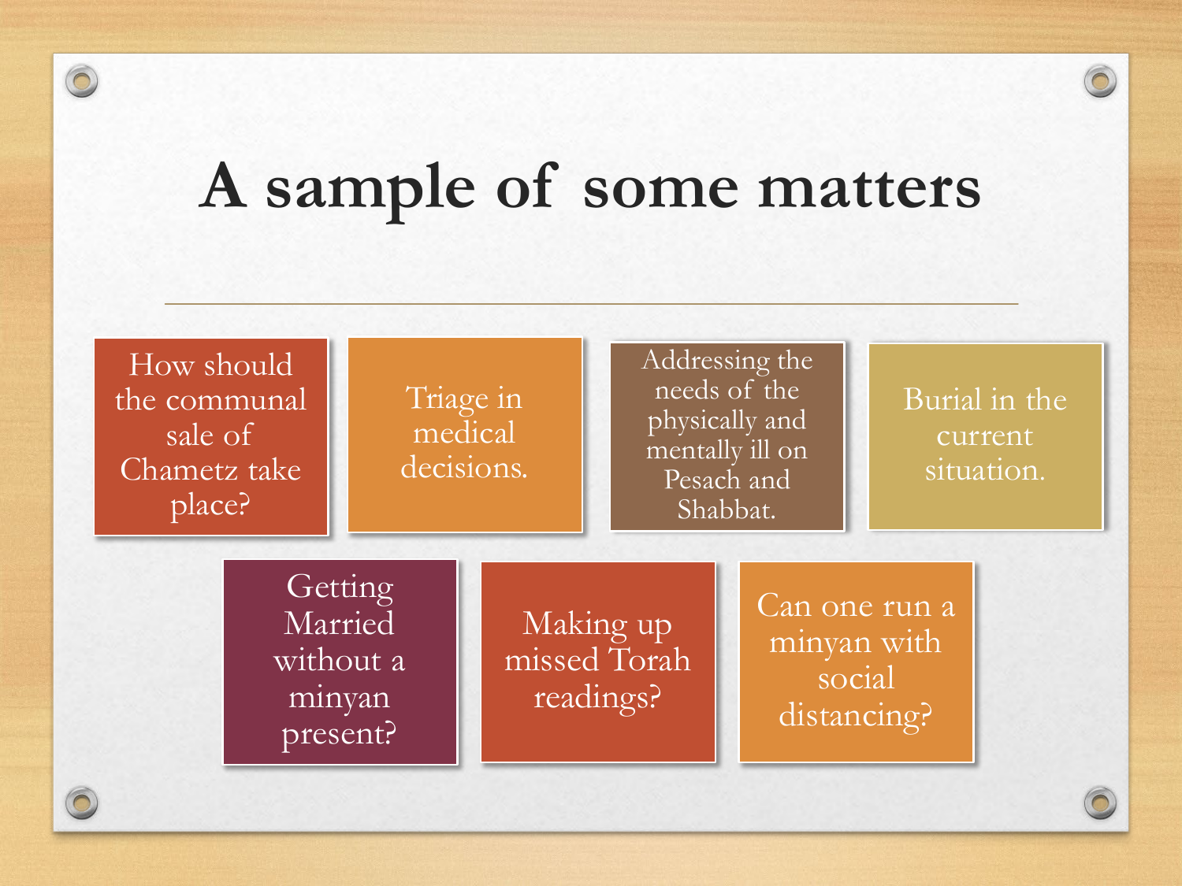# A sample of some matters

- How should the communal sale of Chametz take place?
- Triage in medical decisions.
- Addressing the needs of the physically and mentally ill on Pesach and Shabbat.
- Burial in the current situation.
- Getting Married without a minyan present?
- Making up missed Torah readings?
- Can one run a minyan with social distancing?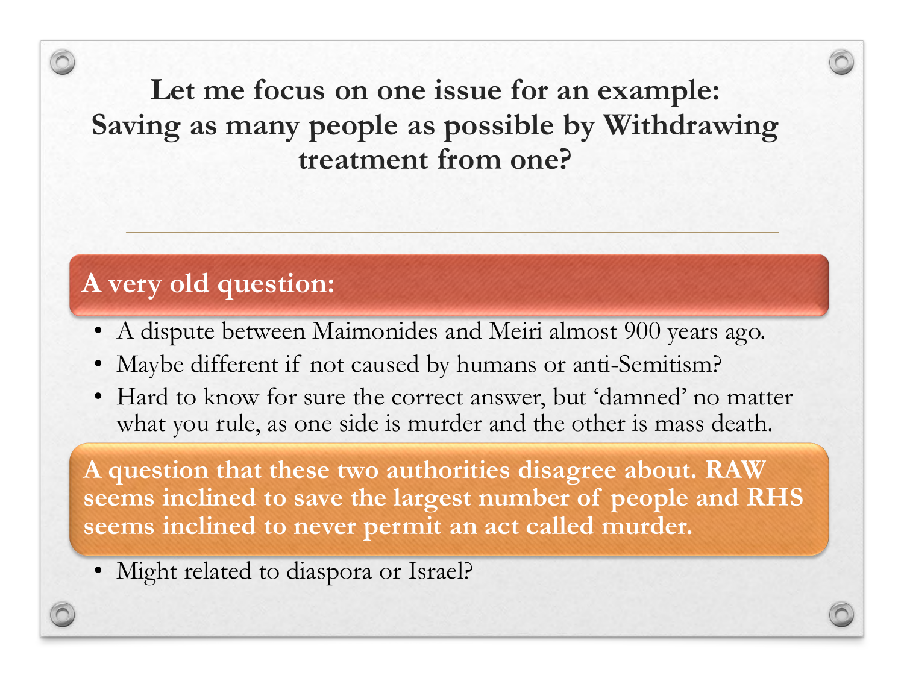# Let me focus on one issue for an example: Saving as many people as possible by Withdrawing treatment from one?

## A very old question:

- A dispute between Maimonides and Meiri almost 900 years ago.
- Maybe different if not caused by humans or anti-Semitism?
- Hard to know for sure the correct answer, but 'damned' no matter what you rule, as one side is murder and the other is mass death.

**A question that these two authorities disagree about. RAW seems inclined to save the largest number of people and RHS seems inclined to never permit an act called murder.**

- Might related to diaspora or Israel?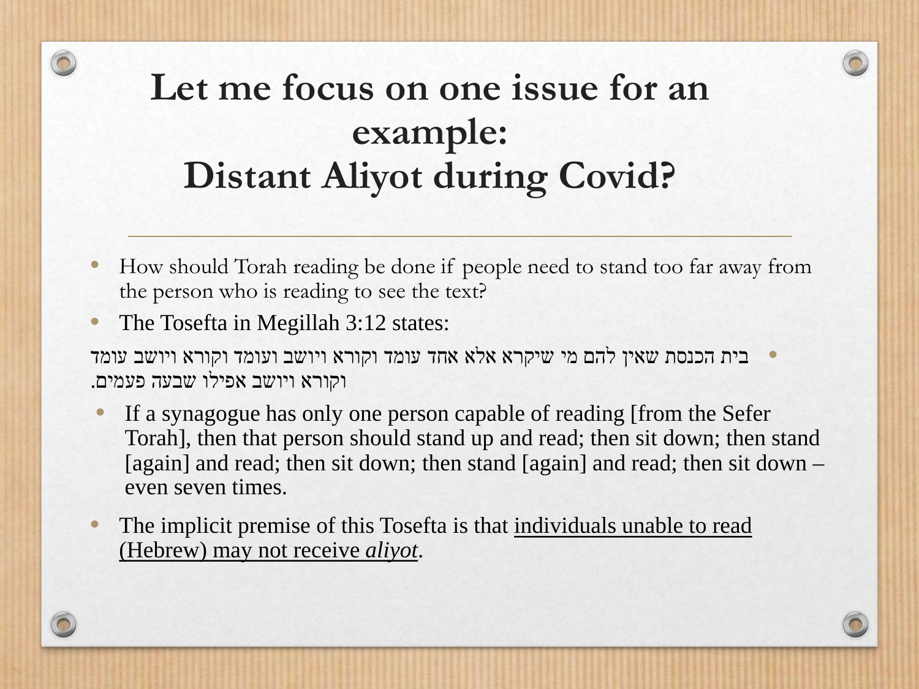# Let me focus on one issue for an example: Distant Aliyot during Covid?

- How should Torah reading be done if people need to stand too far away from the person who is reading to see the text?
- The Tosefta in Megillah 3:12 states:
- בית הכנסת שאין להם מי שיקרא אלא אחד עומד וקורא ויושב ועומד וקורא ויושב עומד וקורא ויושב אפילו שבעה פעמים.
- If a synagogue has only one person capable of reading [from the Sefer Torah], then that person should stand up and read; then sit down; then stand [again] and read; then sit down; then stand [again] and read; then sit down – even seven times.
- The implicit premise of this Tosefta is that <u>individuals unable to read (Hebrew) may not receive *aliyot*</u>.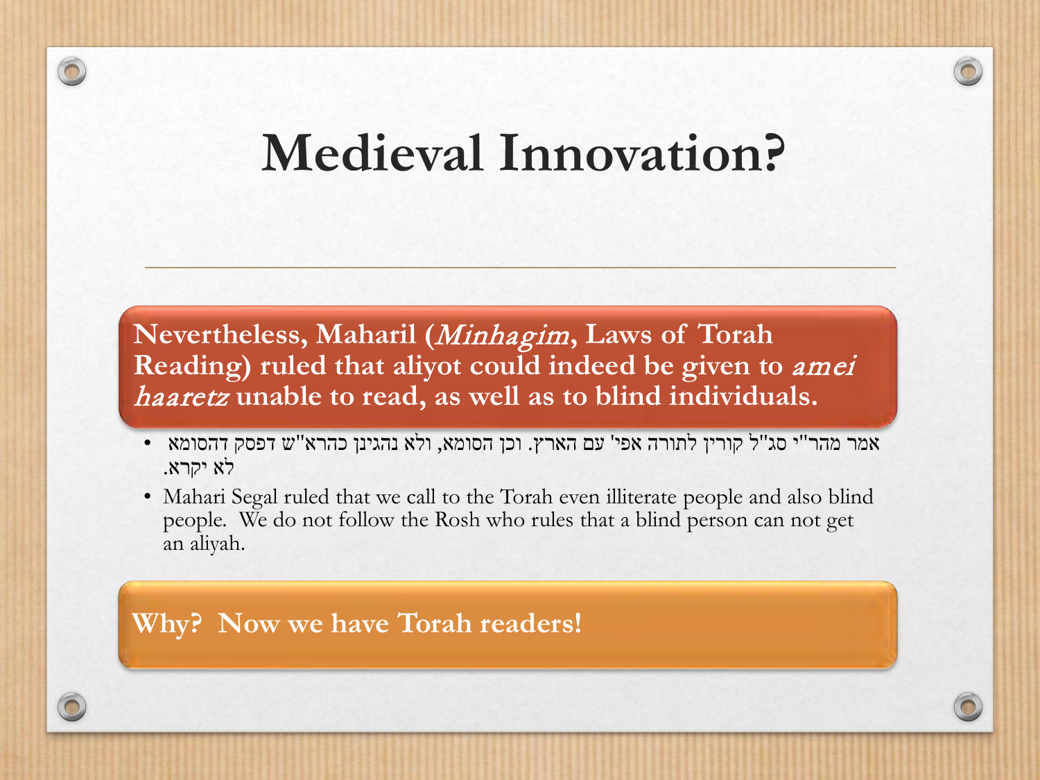# Medieval Innovation?

**Nevertheless, Maharil (*Minhagim*, Laws of Torah Reading) ruled that aliyot could indeed be given to *amei haaretz* unable to read, as well as to blind individuals.**

- אמר מהר"י סג"ל קורין לתורה אפי' עם הארץ. וכן הסומא, ולא נהגינן כהרא"ש דפסק דהסומא לא יקרא.
- Mahari Segal ruled that we call to the Torah even illiterate people and also blind people. We do not follow the Rosh who rules that a blind person can not get an aliyah.

**Why? Now we have Torah readers!**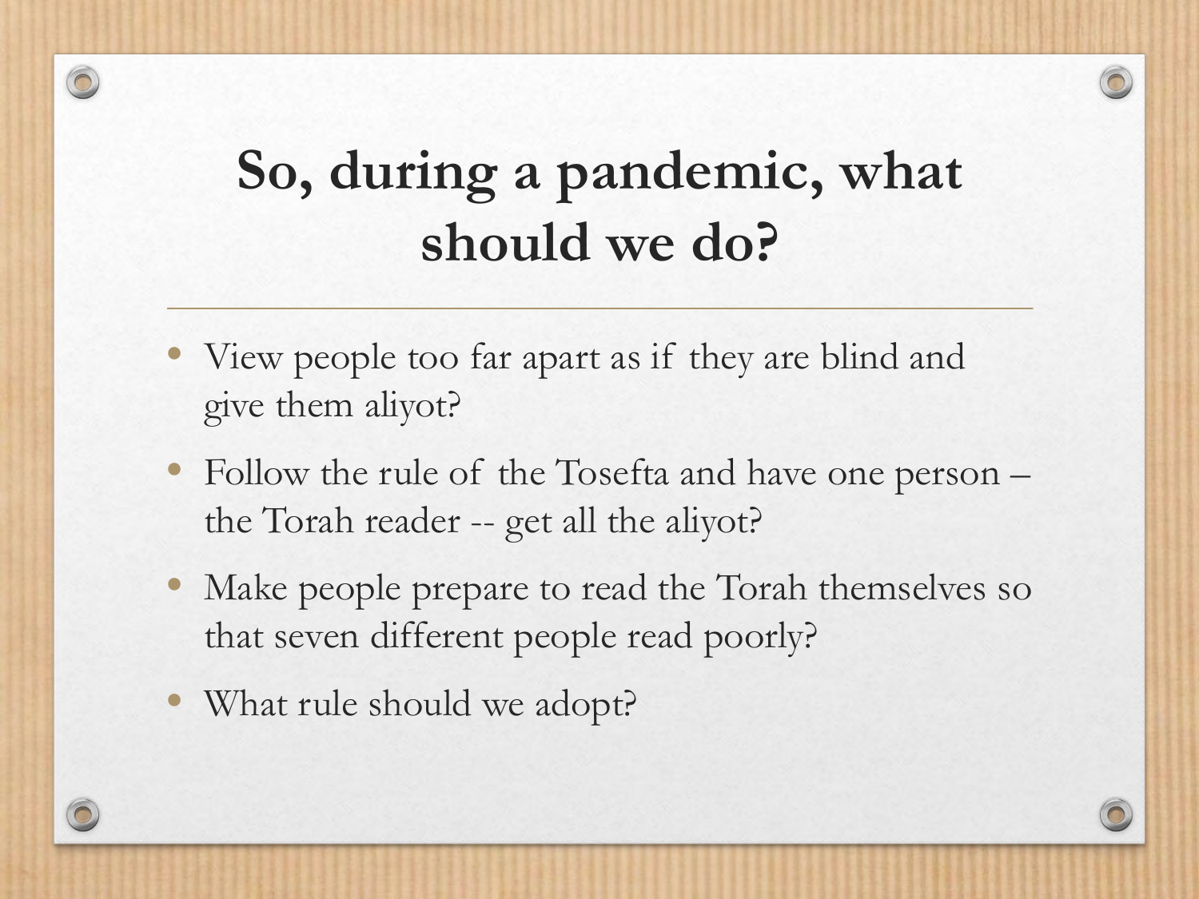# So, during a pandemic, what should we do?

- View people too far apart as if they are blind and give them aliyot?
- Follow the rule of the Tosefta and have one person – the Torah reader -- get all the aliyot?
- Make people prepare to read the Torah themselves so that seven different people read poorly?
- What rule should we adopt?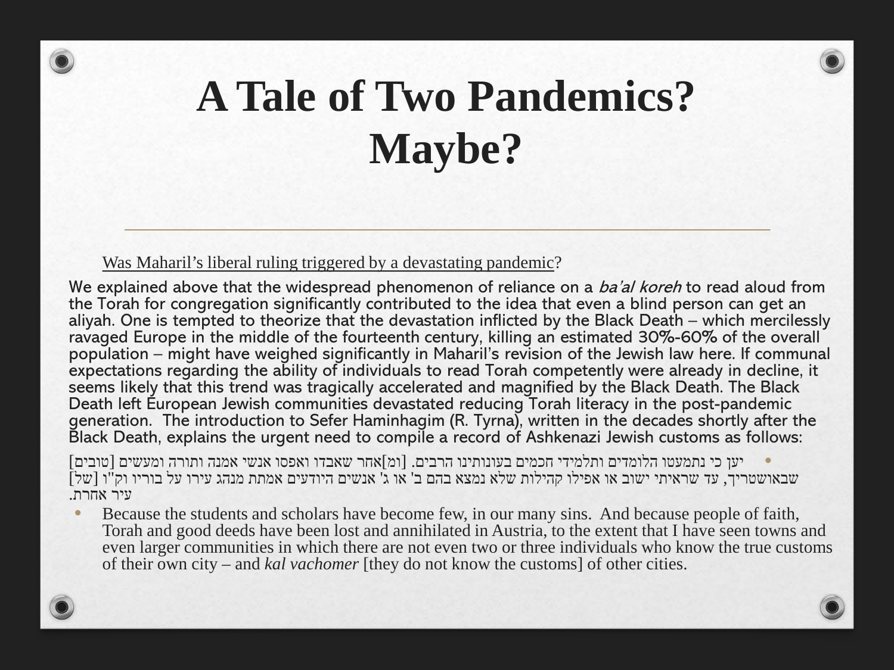# A Tale of Two Pandemics? Maybe?

Was Maharil's liberal ruling triggered by a devastating pandemic?

We explained above that the widespread phenomenon of reliance on a *ba'al koreh* to read aloud from the Torah for congregation significantly contributed to the idea that even a blind person can get an aliyah. One is tempted to theorize that the devastation inflicted by the Black Death – which mercilessly ravaged Europe in the middle of the fourteenth century, killing an estimated 30%-60% of the overall population – might have weighed significantly in Maharil's revision of the Jewish law here. If communal expectations regarding the ability of individuals to read Torah competently were already in decline, it seems likely that this trend was tragically accelerated and magnified by the Black Death. The Black Death left European Jewish communities devastated reducing Torah literacy in the post-pandemic generation. The introduction to Sefer Haminhagim (R. Tyrna), written in the decades shortly after the Black Death, explains the urgent need to compile a record of Ashkenazi Jewish customs as follows:

- יען כי נתמעטו הלומדים ותלמידי חכמים בעונותינו הרבים. [ומ]אחר שאבדו ואפסו אנשי אמנה ותורה ומעשים [טובים] שבאושטריך, עד שראיתי ישוב או אפילו קהילות שלא נמצא בהם ב' או ג' אנשים היודעים אמתת מנהג עירו על בוריו וק"ו [של] עיר אחרת.
- Because the students and scholars have become few, in our many sins. And because people of faith, Torah and good deeds have been lost and annihilated in Austria, to the extent that I have seen towns and even larger communities in which there are not even two or three individuals who know the true customs of their own city – and *kal vachomer* [they do not know the customs] of other cities.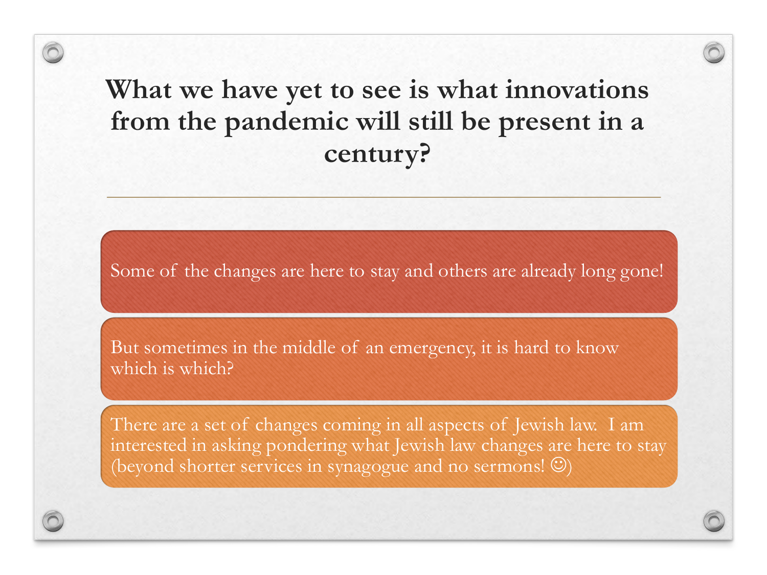# What we have yet to see is what innovations from the pandemic will still be present in a century?

Some of the changes are here to stay and others are already long gone!

But sometimes in the middle of an emergency, it is hard to know which is which?

There are a set of changes coming in all aspects of Jewish law. I am interested in asking pondering what Jewish law changes are here to stay (beyond shorter services in synagogue and no sermons! ☺)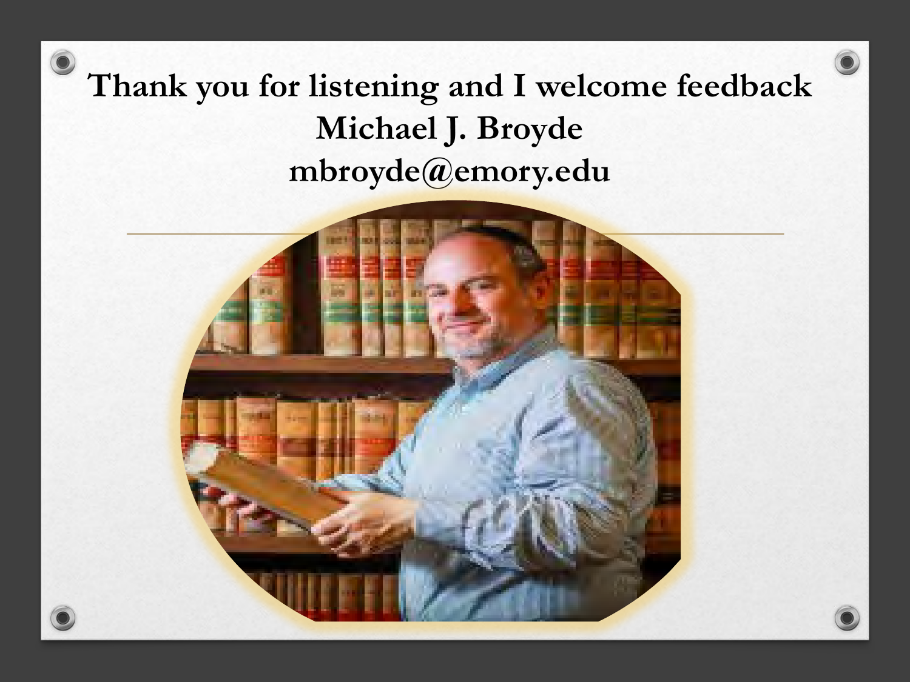**Thank you for listening and I welcome feedback**

**Michael J. Broyde**

**mbroyde@emory.edu**